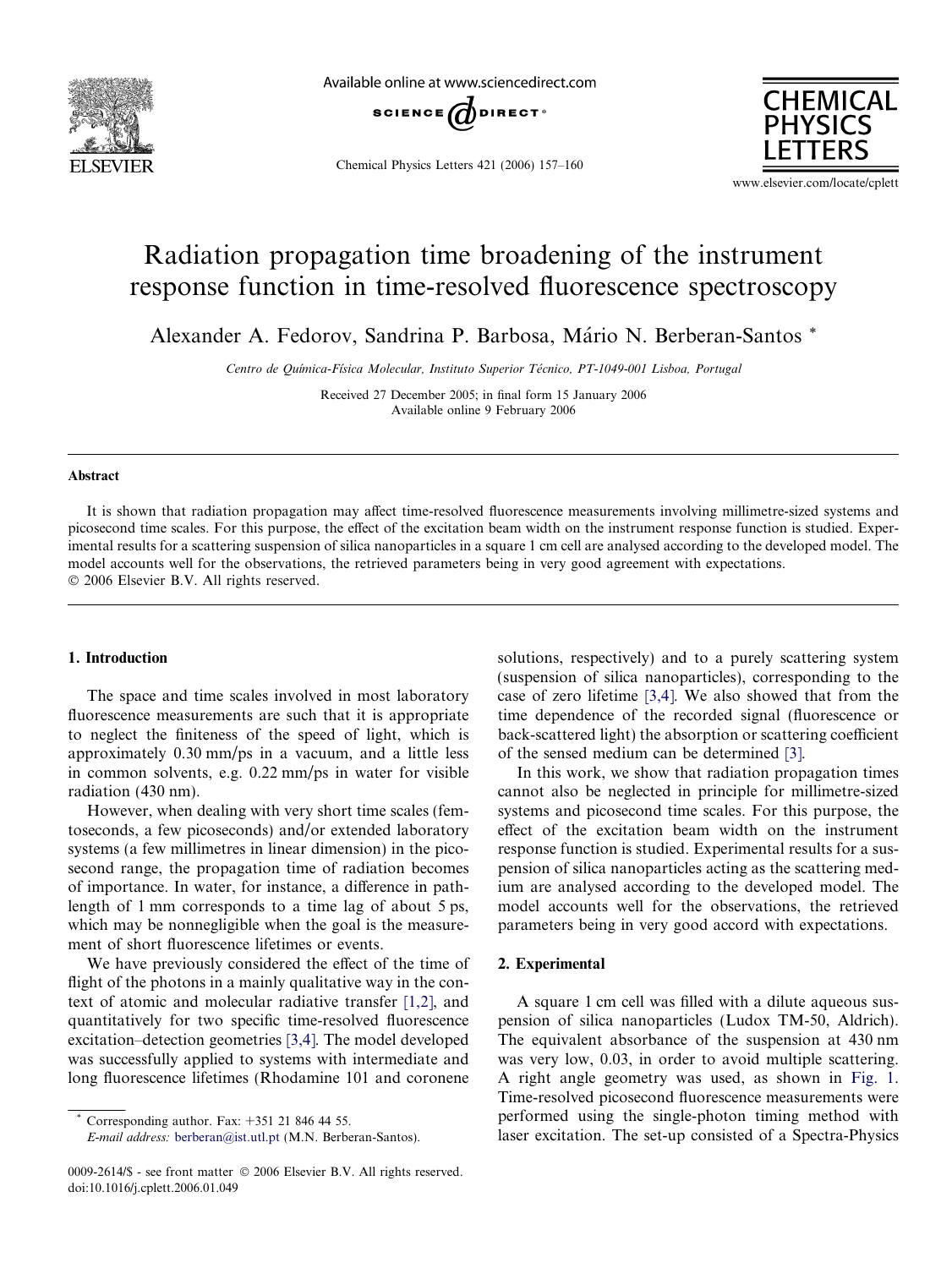# Radiation propagation time broadening of the instrument response function in time-resolved fluorescence spectroscopy

Alexander A. Fedorov, Sandrina P. Barbosa, Mário N. Berberan-Santos *

*Centro de Química-Física Molecular, Instituto Superior Técnico, PT-1049-001 Lisboa, Portugal*

Received 27 December 2005; in final form 15 January 2006
Available online 9 February 2006

## Abstract

It is shown that radiation propagation may affect time-resolved fluorescence measurements involving millimetre-sized systems and picosecond time scales. For this purpose, the effect of the excitation beam width on the instrument response function is studied. Experimental results for a scattering suspension of silica nanoparticles in a square 1 cm cell are analysed according to the developed model. The model accounts well for the observations, the retrieved parameters being in very good agreement with expectations.
© 2006 Elsevier B.V. All rights reserved.

## 1. Introduction

The space and time scales involved in most laboratory fluorescence measurements are such that it is appropriate to neglect the finiteness of the speed of light, which is approximately 0.30 mm/ps in a vacuum, and a little less in common solvents, e.g. 0.22 mm/ps in water for visible radiation (430 nm).

However, when dealing with very short time scales (femtoseconds, a few picoseconds) and/or extended laboratory systems (a few millimetres in linear dimension) in the picosecond range, the propagation time of radiation becomes of importance. In water, for instance, a difference in pathlength of 1 mm corresponds to a time lag of about 5 ps, which may be nonnegligible when the goal is the measurement of short fluorescence lifetimes or events.

We have previously considered the effect of the time of flight of the photons in a mainly qualitative way in the context of atomic and molecular radiative transfer [1,2], and quantitatively for two specific time-resolved fluorescence excitation–detection geometries [3,4]. The model developed was successfully applied to systems with intermediate and long fluorescence lifetimes (Rhodamine 101 and coronene solutions, respectively) and to a purely scattering system (suspension of silica nanoparticles), corresponding to the case of zero lifetime [3,4]. We also showed that from the time dependence of the recorded signal (fluorescence or back-scattered light) the absorption or scattering coefficient of the sensed medium can be determined [3].

In this work, we show that radiation propagation times cannot also be neglected in principle for millimetre-sized systems and picosecond time scales. For this purpose, the effect of the excitation beam width on the instrument response function is studied. Experimental results for a suspension of silica nanoparticles acting as the scattering medium are analysed according to the developed model. The model accounts well for the observations, the retrieved parameters being in very good accord with expectations.

## 2. Experimental

A square 1 cm cell was filled with a dilute aqueous suspension of silica nanoparticles (Ludox TM-50, Aldrich). The equivalent absorbance of the suspension at 430 nm was very low, 0.03, in order to avoid multiple scattering. A right angle geometry was used, as shown in Fig. 1. Time-resolved picosecond fluorescence measurements were performed using the single-photon timing method with laser excitation. The set-up consisted of a Spectra-Physics

---

* Corresponding author. Fax: +351 21 846 44 55.
*E-mail address:* berberan@ist.utl.pt (M.N. Berberan-Santos).

0009-2614/$ - see front matter © 2006 Elsevier B.V. All rights reserved.
doi:10.1016/j.cplett.2006.01.049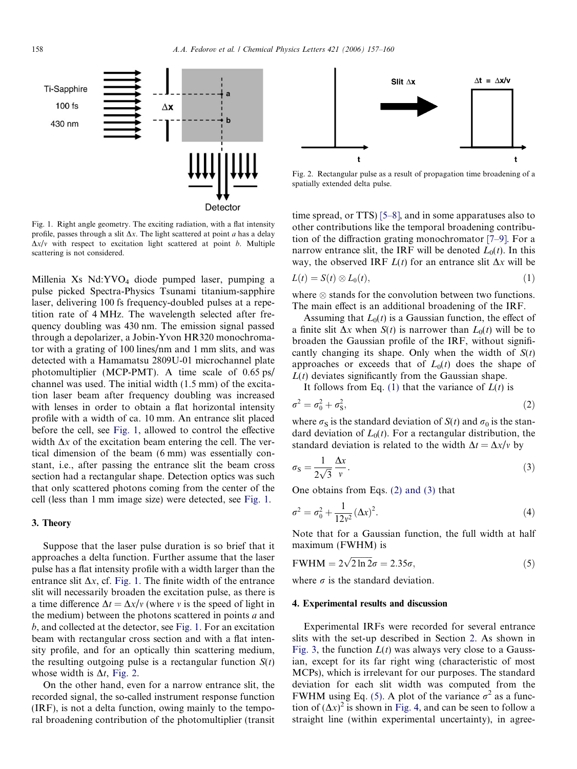Fig. 1. Right angle geometry. The exciting radiation, with a flat intensity profile, passes through a slit $\Delta x$. The light scattered at point $a$ has a delay $\Delta x/v$ with respect to excitation light scattered at point $b$. Multiple scattering is not considered.

Millenia Xs $Nd:YVO_4$ diode pumped laser, pumping a pulse picked Spectra-Physics Tsunami titanium-sapphire laser, delivering 100 fs frequency-doubled pulses at a repetition rate of 4 MHz. The wavelength selected after frequency doubling was 430 nm. The emission signal passed through a depolarizer, a Jobin-Yvon HR320 monochromator with a grating of 100 lines/nm and 1 mm slits, and was detected with a Hamamatsu 2809U-01 microchannel plate photomultiplier (MCP-PMT). A time scale of 0.65 ps/channel was used. The initial width (1.5 mm) of the excitation laser beam after frequency doubling was increased with lenses in order to obtain a flat horizontal intensity profile with a width of ca. 10 mm. An entrance slit placed before the cell, see Fig. 1, allowed to control the effective width $\Delta x$ of the excitation beam entering the cell. The vertical dimension of the beam (6 mm) was essentially constant, i.e., after passing the entrance slit the beam cross section had a rectangular shape. Detection optics was such that only scattered photons coming from the center of the cell (less than 1 mm image size) were detected, see Fig. 1.

## 3. Theory

Suppose that the laser pulse duration is so brief that it approaches a delta function. Further assume that the laser pulse has a flat intensity profile with a width larger than the entrance slit $\Delta x$, cf. Fig. 1. The finite width of the entrance slit will necessarily broaden the excitation pulse, as there is a time difference $\Delta t = \Delta x/v$ (where $v$ is the speed of light in the medium) between the photons scattered in points $a$ and $b$, and collected at the detector, see Fig. 1. For an excitation beam with rectangular cross section and with a flat intensity profile, and for an optically thin scattering medium, the resulting outgoing pulse is a rectangular function $S(t)$ whose width is $\Delta t$, Fig. 2.

On the other hand, even for a narrow entrance slit, the recorded signal, the so-called instrument response function (IRF), is not a delta function, owing mainly to the temporal broadening contribution of the photomultiplier (transit time spread, or TTS) [5–8], and in some apparatuses also to other contributions like the temporal broadening contribution of the diffraction grating monochromator [7–9]. For a narrow entrance slit, the IRF will be denoted $L_0(t)$. In this way, the observed IRF $L(t)$ for an entrance slit $\Delta x$ will be

$$L(t) = S(t) \otimes L_0(t), \tag{1}$$

where $\otimes$ stands for the convolution between two functions. The main effect is an additional broadening of the IRF.

Assuming that $L_0(t)$ is a Gaussian function, the effect of a finite slit $\Delta x$ when $S(t)$ is narrower than $L_0(t)$ will be to broaden the Gaussian profile of the IRF, without significantly changing its shape. Only when the width of $S(t)$ approaches or exceeds that of $L_0(t)$ does the shape of $L(t)$ deviates significantly from the Gaussian shape.

It follows from Eq. (1) that the variance of $L(t)$ is

$$\sigma^2 = \sigma_0^2 + \sigma_S^2, \tag{2}$$

where $\sigma_S$ is the standard deviation of $S(t)$ and $\sigma_0$ is the standard deviation of $L_0(t)$. For a rectangular distribution, the standard deviation is related to the width $\Delta t = \Delta x/v$ by

$$\sigma_S = \frac{1}{2\sqrt{3}} \frac{\Delta x}{v}. \tag{3}$$

One obtains from Eqs. (2) and (3) that

$$\sigma^2 = \sigma_0^2 + \frac{1}{12v^2}(\Delta x)^2. \tag{4}$$

Note that for a Gaussian function, the full width at half maximum (FWHM) is

$$\mathrm{FWHM} = 2\sqrt{2\ln 2}\sigma = 2.35\sigma, \tag{5}$$

where $\sigma$ is the standard deviation.

Fig. 2. Rectangular pulse as a result of propagation time broadening of a spatially extended delta pulse.

## 4. Experimental results and discussion

Experimental IRFs were recorded for several entrance slits with the set-up described in Section 2. As shown in Fig. 3, the function $L(t)$ was always very close to a Gaussian, except for its far right wing (characteristic of most MCPs), which is irrelevant for our purposes. The standard deviation for each slit width was computed from the FWHM using Eq. (5). A plot of the variance $\sigma^2$ as a function of $(\Delta x)^2$ is shown in Fig. 4, and can be seen to follow a straight line (within experimental uncertainty), in agree-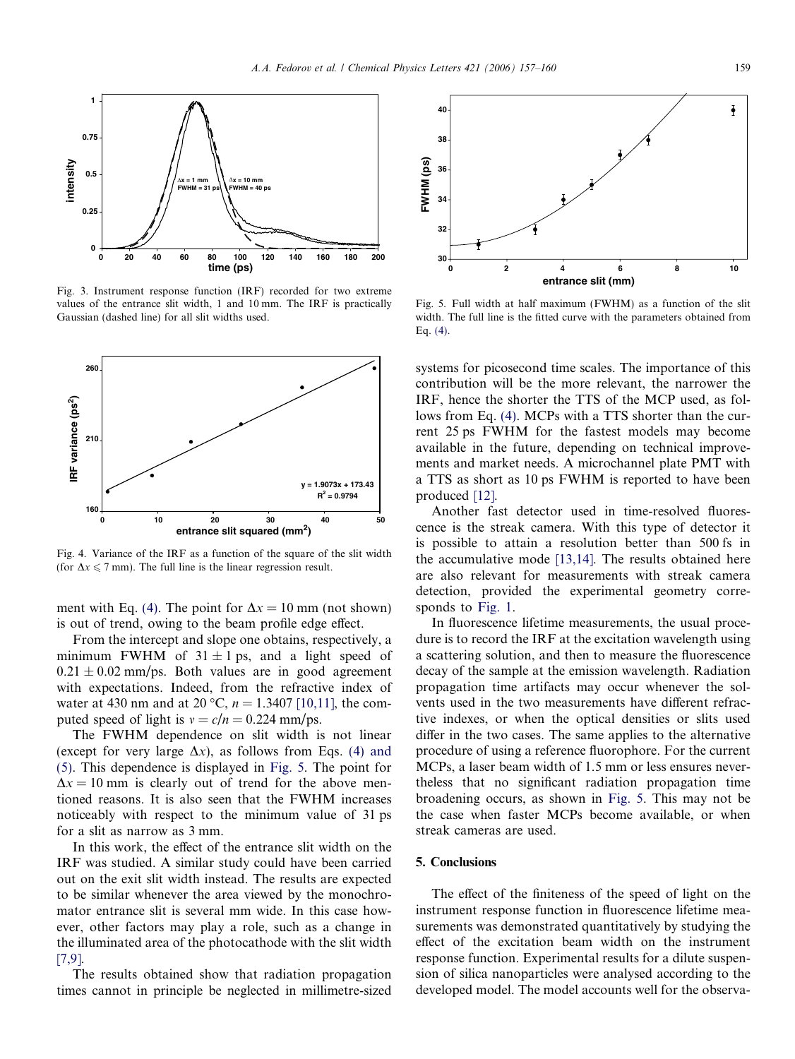Fig. 3. Instrument response function (IRF) recorded for two extreme values of the entrance slit width, 1 and 10 mm. The IRF is practically Gaussian (dashed line) for all slit widths used.

Fig. 4. Variance of the IRF as a function of the square of the slit width (for $\Delta x \leqslant 7$ mm). The full line is the linear regression result.

ment with Eq. (4). The point for $\Delta x = 10$ mm (not shown) is out of trend, owing to the beam profile edge effect.

From the intercept and slope one obtains, respectively, a minimum FWHM of $31 \pm 1$ ps, and a light speed of $0.21 \pm 0.02$ mm/ps. Both values are in good agreement with expectations. Indeed, from the refractive index of water at 430 nm and at 20 °C, $n = 1.3407$ [10,11], the computed speed of light is $v = c/n = 0.224$ mm/ps.

The FWHM dependence on slit width is not linear (except for very large $\Delta x$), as follows from Eqs. (4) and (5). This dependence is displayed in Fig. 5. The point for $\Delta x = 10$ mm is clearly out of trend for the above mentioned reasons. It is also seen that the FWHM increases noticeably with respect to the minimum value of 31 ps for a slit as narrow as 3 mm.

In this work, the effect of the entrance slit width on the IRF was studied. A similar study could have been carried out on the exit slit width instead. The results are expected to be similar whenever the area viewed by the monochromator entrance slit is several mm wide. In this case however, other factors may play a role, such as a change in the illuminated area of the photocathode with the slit width [7,9].

The results obtained show that radiation propagation times cannot in principle be neglected in millimetre-sized

Fig. 5. Full width at half maximum (FWHM) as a function of the slit width. The full line is the fitted curve with the parameters obtained from Eq. (4).

systems for picosecond time scales. The importance of this contribution will be the more relevant, the narrower the IRF, hence the shorter the TTS of the MCP used, as follows from Eq. (4). MCPs with a TTS shorter than the current 25 ps FWHM for the fastest models may become available in the future, depending on technical improvements and market needs. A microchannel plate PMT with a TTS as short as 10 ps FWHM is reported to have been produced [12].

Another fast detector used in time-resolved fluorescence is the streak camera. With this type of detector it is possible to attain a resolution better than 500 fs in the accumulative mode [13,14]. The results obtained here are also relevant for measurements with streak camera detection, provided the experimental geometry corresponds to Fig. 1.

In fluorescence lifetime measurements, the usual procedure is to record the IRF at the excitation wavelength using a scattering solution, and then to measure the fluorescence decay of the sample at the emission wavelength. Radiation propagation time artifacts may occur whenever the solvents used in the two measurements have different refractive indexes, or when the optical densities or slits used differ in the two cases. The same applies to the alternative procedure of using a reference fluorophore. For the current MCPs, a laser beam width of 1.5 mm or less ensures nevertheless that no significant radiation propagation time broadening occurs, as shown in Fig. 5. This may not be the case when faster MCPs become available, or when streak cameras are used.

## 5. Conclusions

The effect of the finiteness of the speed of light on the instrument response function in fluorescence lifetime measurements was demonstrated quantitatively by studying the effect of the excitation beam width on the instrument response function. Experimental results for a dilute suspension of silica nanoparticles were analysed according to the developed model. The model accounts well for the observa-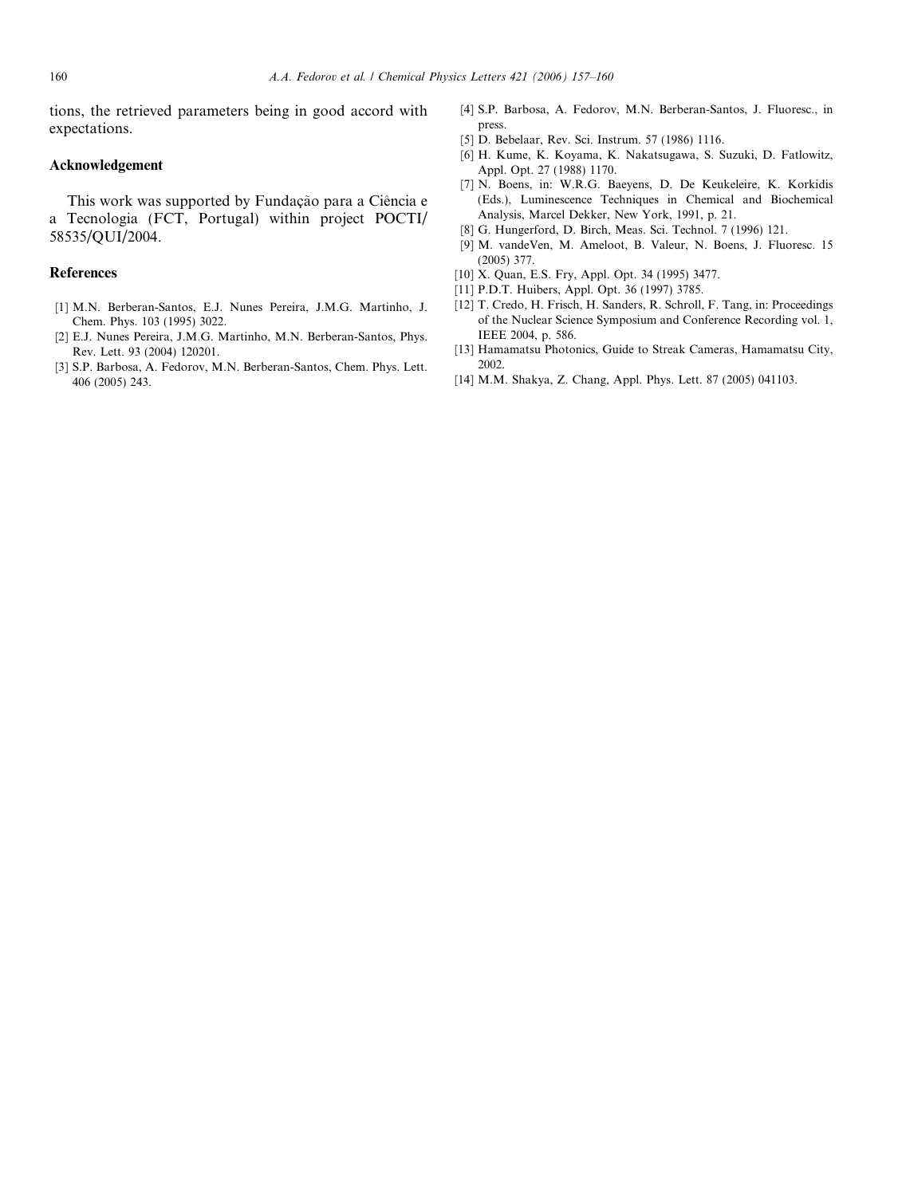tions, the retrieved parameters being in good accord with expectations.

## Acknowledgement

This work was supported by Fundação para a Ciência e a Tecnologia (FCT, Portugal) within project POCTI/58535/QUI/2004.

## References

[1] M.N. Berberan-Santos, E.J. Nunes Pereira, J.M.G. Martinho, J. Chem. Phys. 103 (1995) 3022.

[2] E.J. Nunes Pereira, J.M.G. Martinho, M.N. Berberan-Santos, Phys. Rev. Lett. 93 (2004) 120201.

[3] S.P. Barbosa, A. Fedorov, M.N. Berberan-Santos, Chem. Phys. Lett. 406 (2005) 243.

[4] S.P. Barbosa, A. Fedorov, M.N. Berberan-Santos, J. Fluoresc., in press.

[5] D. Bebelaar, Rev. Sci. Instrum. 57 (1986) 1116.

[6] H. Kume, K. Koyama, K. Nakatsugawa, S. Suzuki, D. Fatlowitz, Appl. Opt. 27 (1988) 1170.

[7] N. Boens, in: W.R.G. Baeyens, D. De Keukeleire, K. Korkidis (Eds.), Luminescence Techniques in Chemical and Biochemical Analysis, Marcel Dekker, New York, 1991, p. 21.

[8] G. Hungerford, D. Birch, Meas. Sci. Technol. 7 (1996) 121.

[9] M. vandeVen, M. Ameloot, B. Valeur, N. Boens, J. Fluoresc. 15 (2005) 377.

[10] X. Quan, E.S. Fry, Appl. Opt. 34 (1995) 3477.

[11] P.D.T. Huibers, Appl. Opt. 36 (1997) 3785.

[12] T. Credo, H. Frisch, H. Sanders, R. Schroll, F. Tang, in: Proceedings of the Nuclear Science Symposium and Conference Recording vol. 1, IEEE 2004, p. 586.

[13] Hamamatsu Photonics, Guide to Streak Cameras, Hamamatsu City, 2002.

[14] M.M. Shakya, Z. Chang, Appl. Phys. Lett. 87 (2005) 041103.